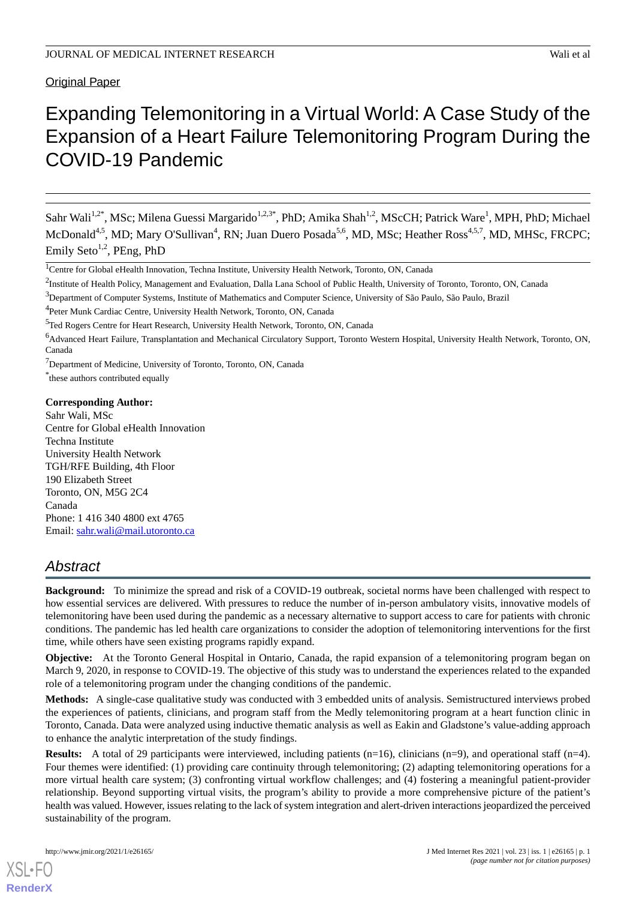Original Paper

# Expanding Telemonitoring in a Virtual World: A Case Study of the Expansion of a Heart Failure Telemonitoring Program During the COVID-19 Pandemic

Sahr Wali[1,2*], MSc; Milena Guessi Margarido[1,2,3*], PhD; Amika Shah[1,2], MScCH; Patrick Ware[1], MPH, PhD; Michael McDonald[4,5], MD; Mary O'Sullivan[4], RN; Juan Duero Posada[5,6], MD, MSc; Heather Ross[4,5,7], MD, MHSc, FRCPC; Emily Seto[1,2], PEng, PhD

[1]Centre for Global eHealth Innovation, Techna Institute, University Health Network, Toronto, ON, Canada

[2]Institute of Health Policy, Management and Evaluation, Dalla Lana School of Public Health, University of Toronto, Toronto, ON, Canada

[3]Department of Computer Systems, Institute of Mathematics and Computer Science, University of São Paulo, São Paulo, Brazil

[4]Peter Munk Cardiac Centre, University Health Network, Toronto, ON, Canada

[5]Ted Rogers Centre for Heart Research, University Health Network, Toronto, ON, Canada

[6]Advanced Heart Failure, Transplantation and Mechanical Circulatory Support, Toronto Western Hospital, University Health Network, Toronto, ON, Canada

[7]Department of Medicine, University of Toronto, Toronto, ON, Canada

[*]these authors contributed equally

**Corresponding Author:**
Sahr Wali, MSc
Centre for Global eHealth Innovation
Techna Institute
University Health Network
TGH/RFE Building, 4th Floor
190 Elizabeth Street
Toronto, ON, M5G 2C4
Canada
Phone: 1 416 340 4800 ext 4765
Email: sahr.wali@mail.utoronto.ca

## Abstract

**Background:** To minimize the spread and risk of a COVID-19 outbreak, societal norms have been challenged with respect to how essential services are delivered. With pressures to reduce the number of in-person ambulatory visits, innovative models of telemonitoring have been used during the pandemic as a necessary alternative to support access to care for patients with chronic conditions. The pandemic has led health care organizations to consider the adoption of telemonitoring interventions for the first time, while others have seen existing programs rapidly expand.

**Objective:** At the Toronto General Hospital in Ontario, Canada, the rapid expansion of a telemonitoring program began on March 9, 2020, in response to COVID-19. The objective of this study was to understand the experiences related to the expanded role of a telemonitoring program under the changing conditions of the pandemic.

**Methods:** A single-case qualitative study was conducted with 3 embedded units of analysis. Semistructured interviews probed the experiences of patients, clinicians, and program staff from the Medly telemonitoring program at a heart function clinic in Toronto, Canada. Data were analyzed using inductive thematic analysis as well as Eakin and Gladstone's value-adding approach to enhance the analytic interpretation of the study findings.

**Results:** A total of 29 participants were interviewed, including patients (n=16), clinicians (n=9), and operational staff (n=4). Four themes were identified: (1) providing care continuity through telemonitoring; (2) adapting telemonitoring operations for a more virtual health care system; (3) confronting virtual workflow challenges; and (4) fostering a meaningful patient-provider relationship. Beyond supporting virtual visits, the program's ability to provide a more comprehensive picture of the patient's health was valued. However, issues relating to the lack of system integration and alert-driven interactions jeopardized the perceived sustainability of the program.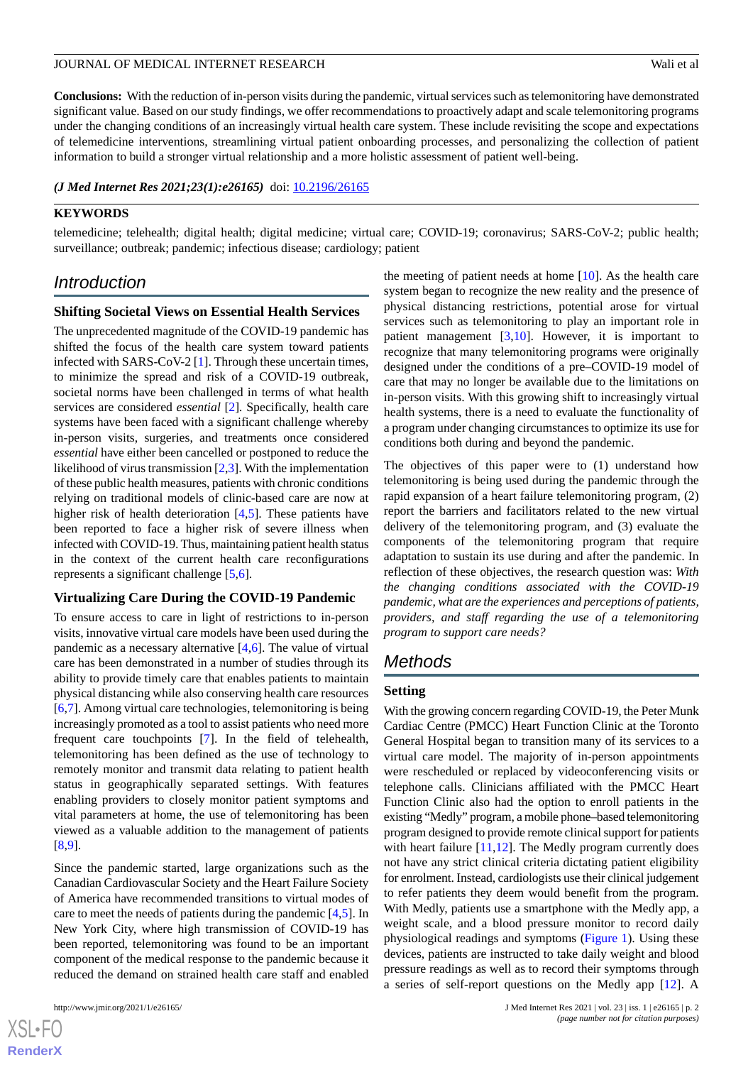**Conclusions:** With the reduction of in-person visits during the pandemic, virtual services such as telemonitoring have demonstrated significant value. Based on our study findings, we offer recommendations to proactively adapt and scale telemonitoring programs under the changing conditions of an increasingly virtual health care system. These include revisiting the scope and expectations of telemedicine interventions, streamlining virtual patient onboarding processes, and personalizing the collection of patient information to build a stronger virtual relationship and a more holistic assessment of patient well-being.

***(J Med Internet Res 2021;23(1):e26165)*** doi: 10.2196/26165

**KEYWORDS**

telemedicine; telehealth; digital health; digital medicine; virtual care; COVID-19; coronavirus; SARS-CoV-2; public health; surveillance; outbreak; pandemic; infectious disease; cardiology; patient

## Introduction

### Shifting Societal Views on Essential Health Services

The unprecedented magnitude of the COVID-19 pandemic has shifted the focus of the health care system toward patients infected with SARS-CoV-2 [1]. Through these uncertain times, to minimize the spread and risk of a COVID-19 outbreak, societal norms have been challenged in terms of what health services are considered *essential* [2]. Specifically, health care systems have been faced with a significant challenge whereby in-person visits, surgeries, and treatments once considered *essential* have either been cancelled or postponed to reduce the likelihood of virus transmission [2,3]. With the implementation of these public health measures, patients with chronic conditions relying on traditional models of clinic-based care are now at higher risk of health deterioration [4,5]. These patients have been reported to face a higher risk of severe illness when infected with COVID-19. Thus, maintaining patient health status in the context of the current health care reconfigurations represents a significant challenge [5,6].

### Virtualizing Care During the COVID-19 Pandemic

To ensure access to care in light of restrictions to in-person visits, innovative virtual care models have been used during the pandemic as a necessary alternative [4,6]. The value of virtual care has been demonstrated in a number of studies through its ability to provide timely care that enables patients to maintain physical distancing while also conserving health care resources [6,7]. Among virtual care technologies, telemonitoring is being increasingly promoted as a tool to assist patients who need more frequent care touchpoints [7]. In the field of telehealth, telemonitoring has been defined as the use of technology to remotely monitor and transmit data relating to patient health status in geographically separated settings. With features enabling providers to closely monitor patient symptoms and vital parameters at home, the use of telemonitoring has been viewed as a valuable addition to the management of patients [8,9].

Since the pandemic started, large organizations such as the Canadian Cardiovascular Society and the Heart Failure Society of America have recommended transitions to virtual modes of care to meet the needs of patients during the pandemic [4,5]. In New York City, where high transmission of COVID-19 has been reported, telemonitoring was found to be an important component of the medical response to the pandemic because it reduced the demand on strained health care staff and enabled the meeting of patient needs at home [10]. As the health care system began to recognize the new reality and the presence of physical distancing restrictions, potential arose for virtual services such as telemonitoring to play an important role in patient management [3,10]. However, it is important to recognize that many telemonitoring programs were originally designed under the conditions of a pre–COVID-19 model of care that may no longer be available due to the limitations on in-person visits. With this growing shift to increasingly virtual health systems, there is a need to evaluate the functionality of a program under changing circumstances to optimize its use for conditions both during and beyond the pandemic.

The objectives of this paper were to (1) understand how telemonitoring is being used during the pandemic through the rapid expansion of a heart failure telemonitoring program, (2) report the barriers and facilitators related to the new virtual delivery of the telemonitoring program, and (3) evaluate the components of the telemonitoring program that require adaptation to sustain its use during and after the pandemic. In reflection of these objectives, the research question was: *With the changing conditions associated with the COVID-19 pandemic, what are the experiences and perceptions of patients, providers, and staff regarding the use of a telemonitoring program to support care needs?*

## Methods

### Setting

With the growing concern regarding COVID-19, the Peter Munk Cardiac Centre (PMCC) Heart Function Clinic at the Toronto General Hospital began to transition many of its services to a virtual care model. The majority of in-person appointments were rescheduled or replaced by videoconferencing visits or telephone calls. Clinicians affiliated with the PMCC Heart Function Clinic also had the option to enroll patients in the existing "Medly" program, a mobile phone–based telemonitoring program designed to provide remote clinical support for patients with heart failure [11,12]. The Medly program currently does not have any strict clinical criteria dictating patient eligibility for enrolment. Instead, cardiologists use their clinical judgement to refer patients they deem would benefit from the program. With Medly, patients use a smartphone with the Medly app, a weight scale, and a blood pressure monitor to record daily physiological readings and symptoms (Figure 1). Using these devices, patients are instructed to take daily weight and blood pressure readings as well as to record their symptoms through a series of self-report questions on the Medly app [12]. A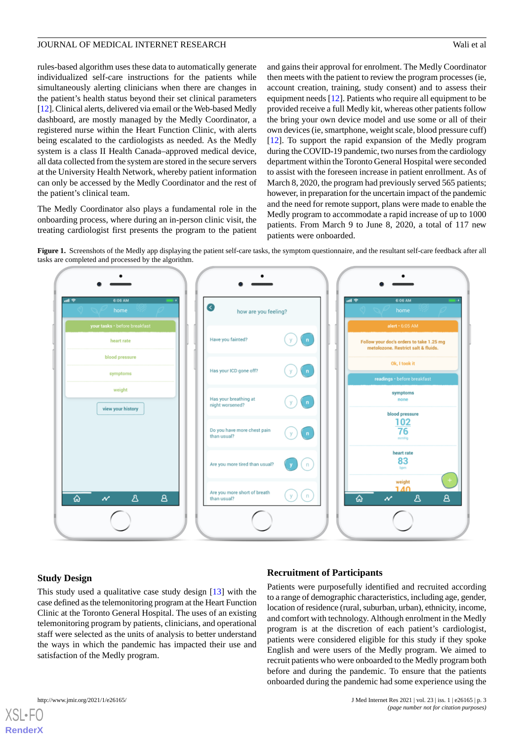rules-based algorithm uses these data to automatically generate individualized self-care instructions for the patients while simultaneously alerting clinicians when there are changes in the patient's health status beyond their set clinical parameters [12]. Clinical alerts, delivered via email or the Web-based Medly dashboard, are mostly managed by the Medly Coordinator, a registered nurse within the Heart Function Clinic, with alerts being escalated to the cardiologists as needed. As the Medly system is a class II Health Canada–approved medical device, all data collected from the system are stored in the secure servers at the University Health Network, whereby patient information can only be accessed by the Medly Coordinator and the rest of the patient's clinical team.

The Medly Coordinator also plays a fundamental role in the onboarding process, where during an in-person clinic visit, the treating cardiologist first presents the program to the patient and gains their approval for enrolment. The Medly Coordinator then meets with the patient to review the program processes (ie, account creation, training, study consent) and to assess their equipment needs [12]. Patients who require all equipment to be provided receive a full Medly kit, whereas other patients follow the bring your own device model and use some or all of their own devices (ie, smartphone, weight scale, blood pressure cuff) [12]. To support the rapid expansion of the Medly program during the COVID-19 pandemic, two nurses from the cardiology department within the Toronto General Hospital were seconded to assist with the foreseen increase in patient enrollment. As of March 8, 2020, the program had previously served 565 patients; however, in preparation for the uncertain impact of the pandemic and the need for remote support, plans were made to enable the Medly program to accommodate a rapid increase of up to 1000 patients. From March 9 to June 8, 2020, a total of 117 new patients were onboarded.

**Figure 1.** Screenshots of the Medly app displaying the patient self-care tasks, the symptom questionnaire, and the resultant self-care feedback after all tasks are completed and processed by the algorithm.

## Study Design

This study used a qualitative case study design [13] with the case defined as the telemonitoring program at the Heart Function Clinic at the Toronto General Hospital. The uses of an existing telemonitoring program by patients, clinicians, and operational staff were selected as the units of analysis to better understand the ways in which the pandemic has impacted their use and satisfaction of the Medly program.

## Recruitment of Participants

Patients were purposefully identified and recruited according to a range of demographic characteristics, including age, gender, location of residence (rural, suburban, urban), ethnicity, income, and comfort with technology. Although enrolment in the Medly program is at the discretion of each patient's cardiologist, patients were considered eligible for this study if they spoke English and were users of the Medly program. We aimed to recruit patients who were onboarded to the Medly program both before and during the pandemic. To ensure that the patients onboarded during the pandemic had some experience using the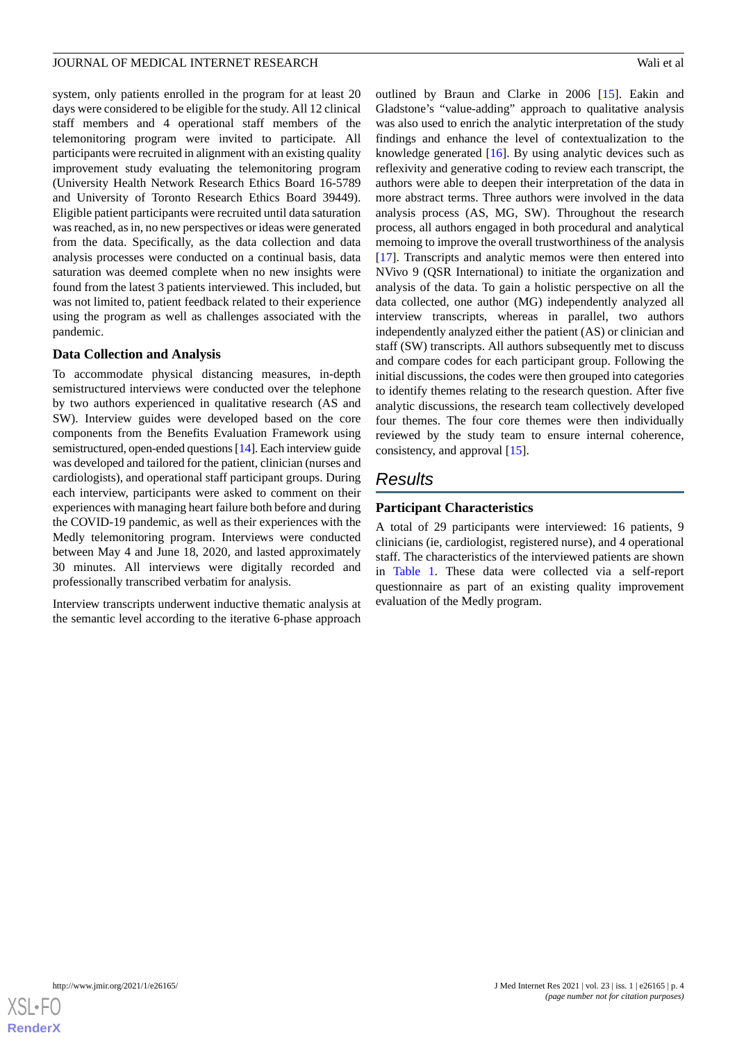system, only patients enrolled in the program for at least 20 days were considered to be eligible for the study. All 12 clinical staff members and 4 operational staff members of the telemonitoring program were invited to participate. All participants were recruited in alignment with an existing quality improvement study evaluating the telemonitoring program (University Health Network Research Ethics Board 16-5789 and University of Toronto Research Ethics Board 39449). Eligible patient participants were recruited until data saturation was reached, as in, no new perspectives or ideas were generated from the data. Specifically, as the data collection and data analysis processes were conducted on a continual basis, data saturation was deemed complete when no new insights were found from the latest 3 patients interviewed. This included, but was not limited to, patient feedback related to their experience using the program as well as challenges associated with the pandemic.

### Data Collection and Analysis

To accommodate physical distancing measures, in-depth semistructured interviews were conducted over the telephone by two authors experienced in qualitative research (AS and SW). Interview guides were developed based on the core components from the Benefits Evaluation Framework using semistructured, open-ended questions [14]. Each interview guide was developed and tailored for the patient, clinician (nurses and cardiologists), and operational staff participant groups. During each interview, participants were asked to comment on their experiences with managing heart failure both before and during the COVID-19 pandemic, as well as their experiences with the Medly telemonitoring program. Interviews were conducted between May 4 and June 18, 2020, and lasted approximately 30 minutes. All interviews were digitally recorded and professionally transcribed verbatim for analysis.

Interview transcripts underwent inductive thematic analysis at the semantic level according to the iterative 6-phase approach outlined by Braun and Clarke in 2006 [15]. Eakin and Gladstone's "value-adding" approach to qualitative analysis was also used to enrich the analytic interpretation of the study findings and enhance the level of contextualization to the knowledge generated [16]. By using analytic devices such as reflexivity and generative coding to review each transcript, the authors were able to deepen their interpretation of the data in more abstract terms. Three authors were involved in the data analysis process (AS, MG, SW). Throughout the research process, all authors engaged in both procedural and analytical memoing to improve the overall trustworthiness of the analysis [17]. Transcripts and analytic memos were then entered into NVivo 9 (QSR International) to initiate the organization and analysis of the data. To gain a holistic perspective on all the data collected, one author (MG) independently analyzed all interview transcripts, whereas in parallel, two authors independently analyzed either the patient (AS) or clinician and staff (SW) transcripts. All authors subsequently met to discuss and compare codes for each participant group. Following the initial discussions, the codes were then grouped into categories to identify themes relating to the research question. After five analytic discussions, the research team collectively developed four themes. The four core themes were then individually reviewed by the study team to ensure internal coherence, consistency, and approval [15].

## Results

### Participant Characteristics

A total of 29 participants were interviewed: 16 patients, 9 clinicians (ie, cardiologist, registered nurse), and 4 operational staff. The characteristics of the interviewed patients are shown in Table 1. These data were collected via a self-report questionnaire as part of an existing quality improvement evaluation of the Medly program.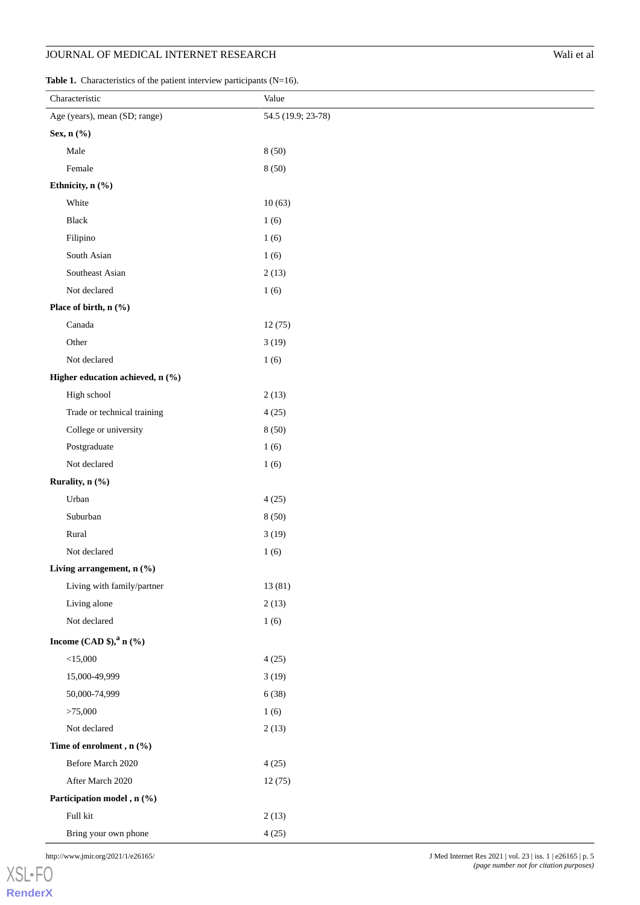**Table 1.** Characteristics of the patient interview participants (N=16).

| Characteristic | Value |
|---|---|
| Age (years), mean (SD; range) | 54.5 (19.9; 23-78) |
| **Sex, n (%)** | |
| Male | 8 (50) |
| Female | 8 (50) |
| **Ethnicity, n (%)** | |
| White | 10 (63) |
| Black | 1 (6) |
| Filipino | 1 (6) |
| South Asian | 1 (6) |
| Southeast Asian | 2 (13) |
| Not declared | 1 (6) |
| **Place of birth, n (%)** | |
| Canada | 12 (75) |
| Other | 3 (19) |
| Not declared | 1 (6) |
| **Higher education achieved, n (%)** | |
| High school | 2 (13) |
| Trade or technical training | 4 (25) |
| College or university | 8 (50) |
| Postgraduate | 1 (6) |
| Not declared | 1 (6) |
| **Rurality, n (%)** | |
| Urban | 4 (25) |
| Suburban | 8 (50) |
| Rural | 3 (19) |
| Not declared | 1 (6) |
| **Living arrangement, n (%)** | |
| Living with family/partner | 13 (81) |
| Living alone | 2 (13) |
| Not declared | 1 (6) |
| **Income (CAD $),[a] n (%)** | |
| <15,000 | 4 (25) |
| 15,000-49,999 | 3 (19) |
| 50,000-74,999 | 6 (38) |
| >75,000 | 1 (6) |
| Not declared | 2 (13) |
| **Time of enrolment , n (%)** | |
| Before March 2020 | 4 (25) |
| After March 2020 | 12 (75) |
| **Participation model , n (%)** | |
| Full kit | 2 (13) |
| Bring your own phone | 4 (25) |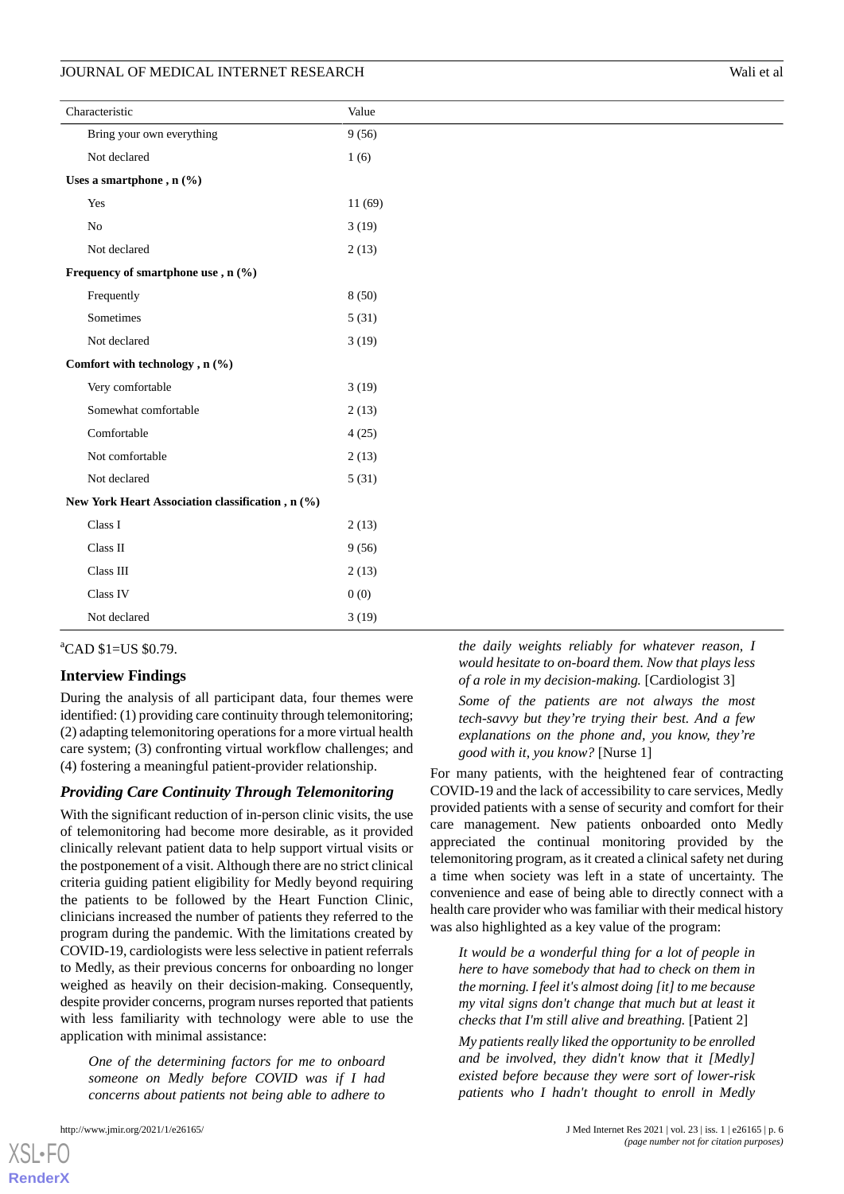| Characteristic | Value |
|---|---|
| Bring your own everything | 9 (56) |
| Not declared | 1 (6) |
| **Uses a smartphone , n (%)** | |
| Yes | 11 (69) |
| No | 3 (19) |
| Not declared | 2 (13) |
| **Frequency of smartphone use , n (%)** | |
| Frequently | 8 (50) |
| Sometimes | 5 (31) |
| Not declared | 3 (19) |
| **Comfort with technology , n (%)** | |
| Very comfortable | 3 (19) |
| Somewhat comfortable | 2 (13) |
| Comfortable | 4 (25) |
| Not comfortable | 2 (13) |
| Not declared | 5 (31) |
| **New York Heart Association classification , n (%)** | |
| Class I | 2 (13) |
| Class II | 9 (56) |
| Class III | 2 (13) |
| Class IV | 0 (0) |
| Not declared | 3 (19) |

[a]CAD $1=US $0.79.

### Interview Findings

During the analysis of all participant data, four themes were identified: (1) providing care continuity through telemonitoring; (2) adapting telemonitoring operations for a more virtual health care system; (3) confronting virtual workflow challenges; and (4) fostering a meaningful patient-provider relationship.

### *Providing Care Continuity Through Telemonitoring*

With the significant reduction of in-person clinic visits, the use of telemonitoring had become more desirable, as it provided clinically relevant patient data to help support virtual visits or the postponement of a visit. Although there are no strict clinical criteria guiding patient eligibility for Medly beyond requiring the patients to be followed by the Heart Function Clinic, clinicians increased the number of patients they referred to the program during the pandemic. With the limitations created by COVID-19, cardiologists were less selective in patient referrals to Medly, as their previous concerns for onboarding no longer weighed as heavily on their decision-making. Consequently, despite provider concerns, program nurses reported that patients with less familiarity with technology were able to use the application with minimal assistance:

> *One of the determining factors for me to onboard someone on Medly before COVID was if I had concerns about patients not being able to adhere to the daily weights reliably for whatever reason, I would hesitate to on-board them. Now that plays less of a role in my decision-making.* [Cardiologist 3]

> *Some of the patients are not always the most tech-savvy but they're trying their best. And a few explanations on the phone and, you know, they're good with it, you know?* [Nurse 1]

For many patients, with the heightened fear of contracting COVID-19 and the lack of accessibility to care services, Medly provided patients with a sense of security and comfort for their care management. New patients onboarded onto Medly appreciated the continual monitoring provided by the telemonitoring program, as it created a clinical safety net during a time when society was left in a state of uncertainty. The convenience and ease of being able to directly connect with a health care provider who was familiar with their medical history was also highlighted as a key value of the program:

> *It would be a wonderful thing for a lot of people in here to have somebody that had to check on them in the morning. I feel it's almost doing [it] to me because my vital signs don't change that much but at least it checks that I'm still alive and breathing.* [Patient 2]

> *My patients really liked the opportunity to be enrolled and be involved, they didn't know that it [Medly] existed before because they were sort of lower-risk patients who I hadn't thought to enroll in Medly*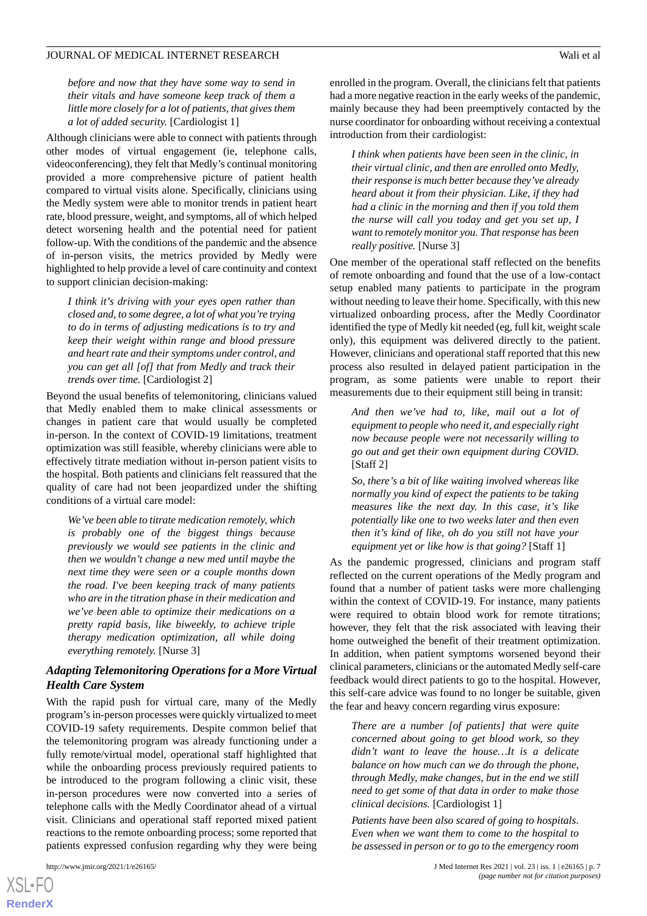*before and now that they have some way to send in their vitals and have someone keep track of them a little more closely for a lot of patients, that gives them a lot of added security.* [Cardiologist 1]

Although clinicians were able to connect with patients through other modes of virtual engagement (ie, telephone calls, videoconferencing), they felt that Medly's continual monitoring provided a more comprehensive picture of patient health compared to virtual visits alone. Specifically, clinicians using the Medly system were able to monitor trends in patient heart rate, blood pressure, weight, and symptoms, all of which helped detect worsening health and the potential need for patient follow-up. With the conditions of the pandemic and the absence of in-person visits, the metrics provided by Medly were highlighted to help provide a level of care continuity and context to support clinician decision-making:

> *I think it's driving with your eyes open rather than closed and, to some degree, a lot of what you're trying to do in terms of adjusting medications is to try and keep their weight within range and blood pressure and heart rate and their symptoms under control, and you can get all [of] that from Medly and track their trends over time.* [Cardiologist 2]

Beyond the usual benefits of telemonitoring, clinicians valued that Medly enabled them to make clinical assessments or changes in patient care that would usually be completed in-person. In the context of COVID-19 limitations, treatment optimization was still feasible, whereby clinicians were able to effectively titrate mediation without in-person patient visits to the hospital. Both patients and clinicians felt reassured that the quality of care had not been jeopardized under the shifting conditions of a virtual care model:

> *We've been able to titrate medication remotely, which is probably one of the biggest things because previously we would see patients in the clinic and then we wouldn't change a new med until maybe the next time they were seen or a couple months down the road. I've been keeping track of many patients who are in the titration phase in their medication and we've been able to optimize their medications on a pretty rapid basis, like biweekly, to achieve triple therapy medication optimization, all while doing everything remotely.* [Nurse 3]

### Adapting Telemonitoring Operations for a More Virtual Health Care System

With the rapid push for virtual care, many of the Medly program's in-person processes were quickly virtualized to meet COVID-19 safety requirements. Despite common belief that the telemonitoring program was already functioning under a fully remote/virtual model, operational staff highlighted that while the onboarding process previously required patients to be introduced to the program following a clinic visit, these in-person procedures were now converted into a series of telephone calls with the Medly Coordinator ahead of a virtual visit. Clinicians and operational staff reported mixed patient reactions to the remote onboarding process; some reported that patients expressed confusion regarding why they were being enrolled in the program. Overall, the clinicians felt that patients had a more negative reaction in the early weeks of the pandemic, mainly because they had been preemptively contacted by the nurse coordinator for onboarding without receiving a contextual introduction from their cardiologist:

> *I think when patients have been seen in the clinic, in their virtual clinic, and then are enrolled onto Medly, their response is much better because they've already heard about it from their physician. Like, if they had had a clinic in the morning and then if you told them the nurse will call you today and get you set up, I want to remotely monitor you. That response has been really positive.* [Nurse 3]

One member of the operational staff reflected on the benefits of remote onboarding and found that the use of a low-contact setup enabled many patients to participate in the program without needing to leave their home. Specifically, with this new virtualized onboarding process, after the Medly Coordinator identified the type of Medly kit needed (eg, full kit, weight scale only), this equipment was delivered directly to the patient. However, clinicians and operational staff reported that this new process also resulted in delayed patient participation in the program, as some patients were unable to report their measurements due to their equipment still being in transit:

> *And then we've had to, like, mail out a lot of equipment to people who need it, and especially right now because people were not necessarily willing to go out and get their own equipment during COVID.* [Staff 2]

> *So, there's a bit of like waiting involved whereas like normally you kind of expect the patients to be taking measures like the next day. In this case, it's like potentially like one to two weeks later and then even then it's kind of like, oh do you still not have your equipment yet or like how is that going?* [Staff 1]

As the pandemic progressed, clinicians and program staff reflected on the current operations of the Medly program and found that a number of patient tasks were more challenging within the context of COVID-19. For instance, many patients were required to obtain blood work for remote titrations; however, they felt that the risk associated with leaving their home outweighed the benefit of their treatment optimization. In addition, when patient symptoms worsened beyond their clinical parameters, clinicians or the automated Medly self-care feedback would direct patients to go to the hospital. However, this self-care advice was found to no longer be suitable, given the fear and heavy concern regarding virus exposure:

> *There are a number [of patients] that were quite concerned about going to get blood work, so they didn't want to leave the house…It is a delicate balance on how much can we do through the phone, through Medly, make changes, but in the end we still need to get some of that data in order to make those clinical decisions.* [Cardiologist 1]

> *Patients have been also scared of going to hospitals. Even when we want them to come to the hospital to be assessed in person or to go to the emergency room*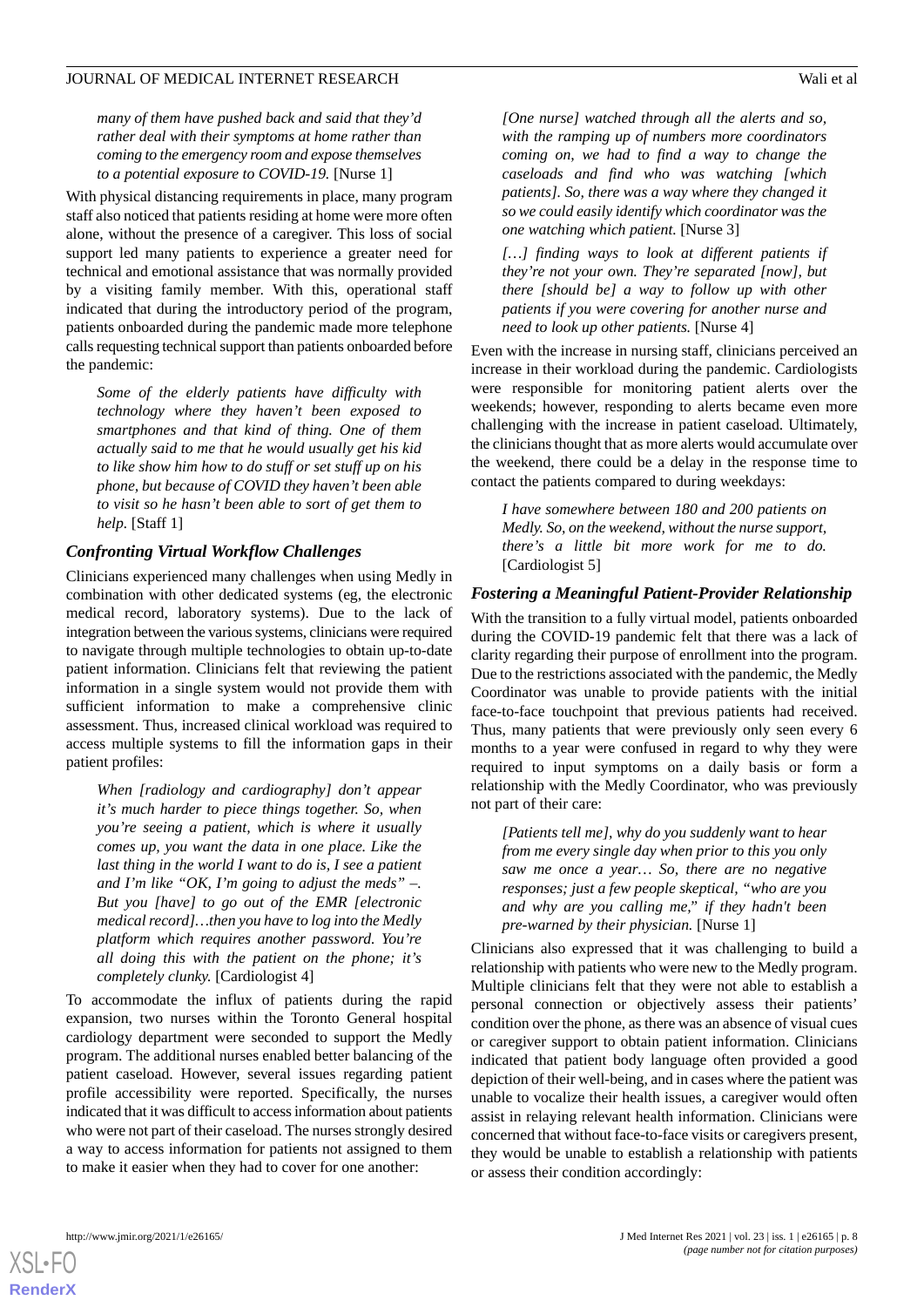*many of them have pushed back and said that they'd rather deal with their symptoms at home rather than coming to the emergency room and expose themselves to a potential exposure to COVID-19.* [Nurse 1]

With physical distancing requirements in place, many program staff also noticed that patients residing at home were more often alone, without the presence of a caregiver. This loss of social support led many patients to experience a greater need for technical and emotional assistance that was normally provided by a visiting family member. With this, operational staff indicated that during the introductory period of the program, patients onboarded during the pandemic made more telephone calls requesting technical support than patients onboarded before the pandemic:

> *Some of the elderly patients have difficulty with technology where they haven't been exposed to smartphones and that kind of thing. One of them actually said to me that he would usually get his kid to like show him how to do stuff or set stuff up on his phone, but because of COVID they haven't been able to visit so he hasn't been able to sort of get them to help.* [Staff 1]

### Confronting Virtual Workflow Challenges

Clinicians experienced many challenges when using Medly in combination with other dedicated systems (eg, the electronic medical record, laboratory systems). Due to the lack of integration between the various systems, clinicians were required to navigate through multiple technologies to obtain up-to-date patient information. Clinicians felt that reviewing the patient information in a single system would not provide them with sufficient information to make a comprehensive clinic assessment. Thus, increased clinical workload was required to access multiple systems to fill the information gaps in their patient profiles:

> *When [radiology and cardiography] don't appear it's much harder to piece things together. So, when you're seeing a patient, which is where it usually comes up, you want the data in one place. Like the last thing in the world I want to do is, I see a patient and I'm like "OK, I'm going to adjust the meds" –. But you [have] to go out of the EMR [electronic medical record]…then you have to log into the Medly platform which requires another password. You're all doing this with the patient on the phone; it's completely clunky.* [Cardiologist 4]

To accommodate the influx of patients during the rapid expansion, two nurses within the Toronto General hospital cardiology department were seconded to support the Medly program. The additional nurses enabled better balancing of the patient caseload. However, several issues regarding patient profile accessibility were reported. Specifically, the nurses indicated that it was difficult to access information about patients who were not part of their caseload. The nurses strongly desired a way to access information for patients not assigned to them to make it easier when they had to cover for one another:

> *[One nurse] watched through all the alerts and so, with the ramping up of numbers more coordinators coming on, we had to find a way to change the caseloads and find who was watching [which patients]. So, there was a way where they changed it so we could easily identify which coordinator was the one watching which patient.* [Nurse 3]

> *[…] finding ways to look at different patients if they're not your own. They're separated [now], but there [should be] a way to follow up with other patients if you were covering for another nurse and need to look up other patients.* [Nurse 4]

Even with the increase in nursing staff, clinicians perceived an increase in their workload during the pandemic. Cardiologists were responsible for monitoring patient alerts over the weekends; however, responding to alerts became even more challenging with the increase in patient caseload. Ultimately, the clinicians thought that as more alerts would accumulate over the weekend, there could be a delay in the response time to contact the patients compared to during weekdays:

> *I have somewhere between 180 and 200 patients on Medly. So, on the weekend, without the nurse support, there's a little bit more work for me to do.* [Cardiologist 5]

### Fostering a Meaningful Patient-Provider Relationship

With the transition to a fully virtual model, patients onboarded during the COVID-19 pandemic felt that there was a lack of clarity regarding their purpose of enrollment into the program. Due to the restrictions associated with the pandemic, the Medly Coordinator was unable to provide patients with the initial face-to-face touchpoint that previous patients had received. Thus, many patients that were previously only seen every 6 months to a year were confused in regard to why they were required to input symptoms on a daily basis or form a relationship with the Medly Coordinator, who was previously not part of their care:

> *[Patients tell me], why do you suddenly want to hear from me every single day when prior to this you only saw me once a year… So, there are no negative responses; just a few people skeptical, "who are you and why are you calling me," if they hadn't been pre-warned by their physician.* [Nurse 1]

Clinicians also expressed that it was challenging to build a relationship with patients who were new to the Medly program. Multiple clinicians felt that they were not able to establish a personal connection or objectively assess their patients' condition over the phone, as there was an absence of visual cues or caregiver support to obtain patient information. Clinicians indicated that patient body language often provided a good depiction of their well-being, and in cases where the patient was unable to vocalize their health issues, a caregiver would often assist in relaying relevant health information. Clinicians were concerned that without face-to-face visits or caregivers present, they would be unable to establish a relationship with patients or assess their condition accordingly: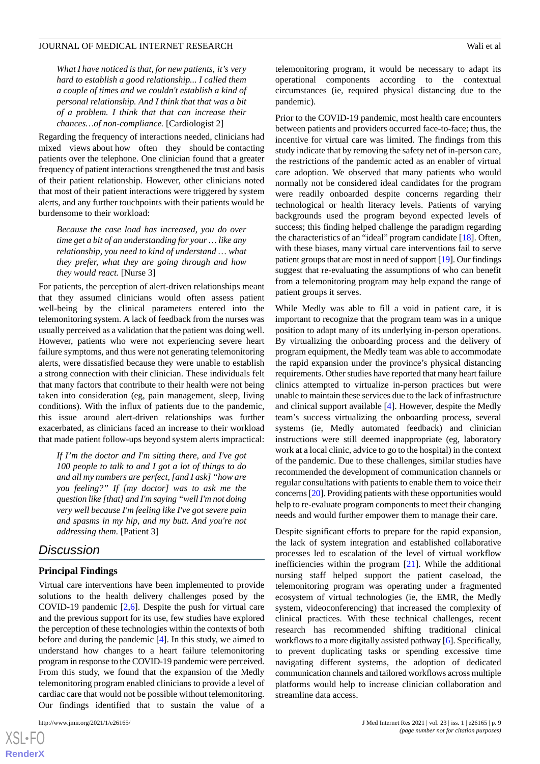> *What I have noticed is that, for new patients, it's very hard to establish a good relationship... I called them a couple of times and we couldn't establish a kind of personal relationship. And I think that that was a bit of a problem. I think that that can increase their chances…of non-compliance.* [Cardiologist 2]

Regarding the frequency of interactions needed, clinicians had mixed views about how often they should be contacting patients over the telephone. One clinician found that a greater frequency of patient interactions strengthened the trust and basis of their patient relationship. However, other clinicians noted that most of their patient interactions were triggered by system alerts, and any further touchpoints with their patients would be burdensome to their workload:

> *Because the case load has increased, you do over time get a bit of an understanding for your … like any relationship, you need to kind of understand … what they prefer, what they are going through and how they would react.* [Nurse 3]

For patients, the perception of alert-driven relationships meant that they assumed clinicians would often assess patient well-being by the clinical parameters entered into the telemonitoring system. A lack of feedback from the nurses was usually perceived as a validation that the patient was doing well. However, patients who were not experiencing severe heart failure symptoms, and thus were not generating telemonitoring alerts, were dissatisfied because they were unable to establish a strong connection with their clinician. These individuals felt that many factors that contribute to their health were not being taken into consideration (eg, pain management, sleep, living conditions). With the influx of patients due to the pandemic, this issue around alert-driven relationships was further exacerbated, as clinicians faced an increase to their workload that made patient follow-ups beyond system alerts impractical:

> *If I'm the doctor and I'm sitting there, and I've got 100 people to talk to and I got a lot of things to do and all my numbers are perfect, [and I ask] "how are you feeling?" If [my doctor] was to ask me the question like [that] and I'm saying "well I'm not doing very well because I'm feeling like I've got severe pain and spasms in my hip, and my butt. And you're not addressing them.* [Patient 3]

## Discussion

### Principal Findings

Virtual care interventions have been implemented to provide solutions to the health delivery challenges posed by the COVID-19 pandemic [2,6]. Despite the push for virtual care and the previous support for its use, few studies have explored the perception of these technologies within the contexts of both before and during the pandemic [4]. In this study, we aimed to understand how changes to a heart failure telemonitoring program in response to the COVID-19 pandemic were perceived. From this study, we found that the expansion of the Medly telemonitoring program enabled clinicians to provide a level of cardiac care that would not be possible without telemonitoring. Our findings identified that to sustain the value of a telemonitoring program, it would be necessary to adapt its operational components according to the contextual circumstances (ie, required physical distancing due to the pandemic).

Prior to the COVID-19 pandemic, most health care encounters between patients and providers occurred face-to-face; thus, the incentive for virtual care was limited. The findings from this study indicate that by removing the safety net of in-person care, the restrictions of the pandemic acted as an enabler of virtual care adoption. We observed that many patients who would normally not be considered ideal candidates for the program were readily onboarded despite concerns regarding their technological or health literacy levels. Patients of varying backgrounds used the program beyond expected levels of success; this finding helped challenge the paradigm regarding the characteristics of an "ideal" program candidate [18]. Often, with these biases, many virtual care interventions fail to serve patient groups that are most in need of support [19]. Our findings suggest that re-evaluating the assumptions of who can benefit from a telemonitoring program may help expand the range of patient groups it serves.

While Medly was able to fill a void in patient care, it is important to recognize that the program team was in a unique position to adapt many of its underlying in-person operations. By virtualizing the onboarding process and the delivery of program equipment, the Medly team was able to accommodate the rapid expansion under the province's physical distancing requirements. Other studies have reported that many heart failure clinics attempted to virtualize in-person practices but were unable to maintain these services due to the lack of infrastructure and clinical support available [4]. However, despite the Medly team's success virtualizing the onboarding process, several systems (ie, Medly automated feedback) and clinician instructions were still deemed inappropriate (eg, laboratory work at a local clinic, advice to go to the hospital) in the context of the pandemic. Due to these challenges, similar studies have recommended the development of communication channels or regular consultations with patients to enable them to voice their concerns [20]. Providing patients with these opportunities would help to re-evaluate program components to meet their changing needs and would further empower them to manage their care.

Despite significant efforts to prepare for the rapid expansion, the lack of system integration and established collaborative processes led to escalation of the level of virtual workflow inefficiencies within the program [21]. While the additional nursing staff helped support the patient caseload, the telemonitoring program was operating under a fragmented ecosystem of virtual technologies (ie, the EMR, the Medly system, videoconferencing) that increased the complexity of clinical practices. With these technical challenges, recent research has recommended shifting traditional clinical workflows to a more digitally assisted pathway [6]. Specifically, to prevent duplicating tasks or spending excessive time navigating different systems, the adoption of dedicated communication channels and tailored workflows across multiple platforms would help to increase clinician collaboration and streamline data access.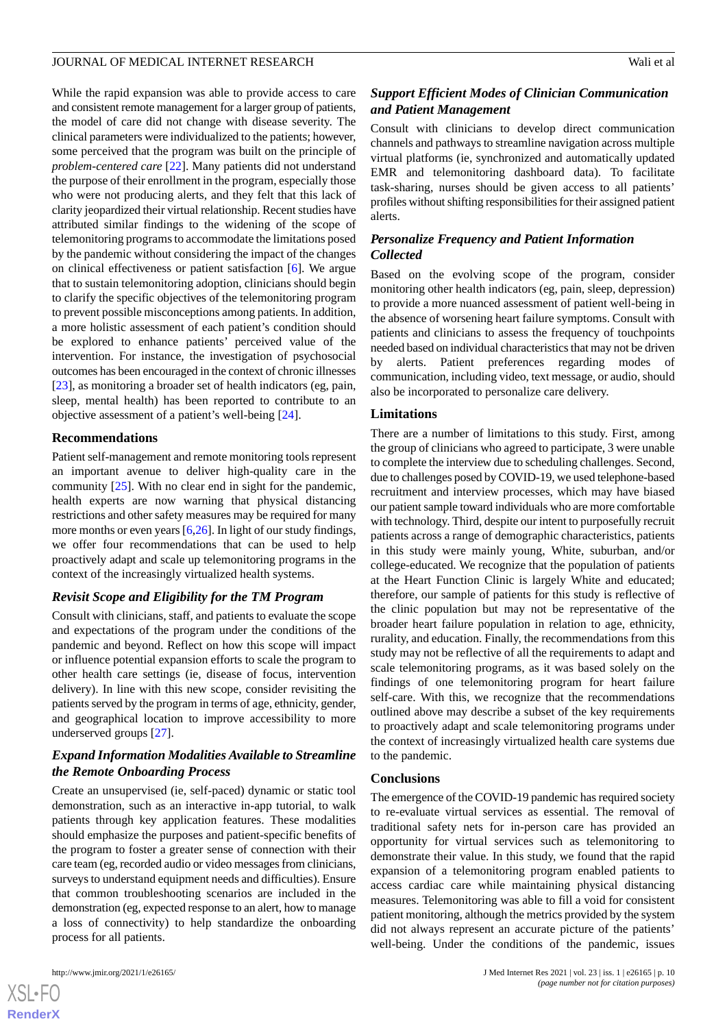While the rapid expansion was able to provide access to care and consistent remote management for a larger group of patients, the model of care did not change with disease severity. The clinical parameters were individualized to the patients; however, some perceived that the program was built on the principle of *problem-centered care* [22]. Many patients did not understand the purpose of their enrollment in the program, especially those who were not producing alerts, and they felt that this lack of clarity jeopardized their virtual relationship. Recent studies have attributed similar findings to the widening of the scope of telemonitoring programs to accommodate the limitations posed by the pandemic without considering the impact of the changes on clinical effectiveness or patient satisfaction [6]. We argue that to sustain telemonitoring adoption, clinicians should begin to clarify the specific objectives of the telemonitoring program to prevent possible misconceptions among patients. In addition, a more holistic assessment of each patient's condition should be explored to enhance patients' perceived value of the intervention. For instance, the investigation of psychosocial outcomes has been encouraged in the context of chronic illnesses [23], as monitoring a broader set of health indicators (eg, pain, sleep, mental health) has been reported to contribute to an objective assessment of a patient's well-being [24].

### Recommendations

Patient self-management and remote monitoring tools represent an important avenue to deliver high-quality care in the community [25]. With no clear end in sight for the pandemic, health experts are now warning that physical distancing restrictions and other safety measures may be required for many more months or even years [6,26]. In light of our study findings, we offer four recommendations that can be used to help proactively adapt and scale up telemonitoring programs in the context of the increasingly virtualized health care systems.

#### *Revisit Scope and Eligibility for the TM Program*

Consult with clinicians, staff, and patients to evaluate the scope and expectations of the program under the conditions of the pandemic and beyond. Reflect on how this scope will impact or influence potential expansion efforts to scale the program to other health care settings (ie, disease of focus, intervention delivery). In line with this new scope, consider revisiting the patients served by the program in terms of age, ethnicity, gender, and geographical location to improve accessibility to more underserved groups [27].

#### *Expand Information Modalities Available to Streamline the Remote Onboarding Process*

Create an unsupervised (ie, self-paced) dynamic or static tool demonstration, such as an interactive in-app tutorial, to walk patients through key application features. These modalities should emphasize the purposes and patient-specific benefits of the program to foster a greater sense of connection with their care team (eg, recorded audio or video messages from clinicians, surveys to understand equipment needs and difficulties). Ensure that common troubleshooting scenarios are included in the demonstration (eg, expected response to an alert, how to manage a loss of connectivity) to help standardize the onboarding process for all patients.

#### *Support Efficient Modes of Clinician Communication and Patient Management*

Consult with clinicians to develop direct communication channels and pathways to streamline navigation across multiple virtual platforms (ie, synchronized and automatically updated EMR and telemonitoring dashboard data). To facilitate task-sharing, nurses should be given access to all patients' profiles without shifting responsibilities for their assigned patient alerts.

#### *Personalize Frequency and Patient Information Collected*

Based on the evolving scope of the program, consider monitoring other health indicators (eg, pain, sleep, depression) to provide a more nuanced assessment of patient well-being in the absence of worsening heart failure symptoms. Consult with patients and clinicians to assess the frequency of touchpoints needed based on individual characteristics that may not be driven by alerts. Patient preferences regarding modes of communication, including video, text message, or audio, should also be incorporated to personalize care delivery.

### Limitations

There are a number of limitations to this study. First, among the group of clinicians who agreed to participate, 3 were unable to complete the interview due to scheduling challenges. Second, due to challenges posed by COVID-19, we used telephone-based recruitment and interview processes, which may have biased our patient sample toward individuals who are more comfortable with technology. Third, despite our intent to purposefully recruit patients across a range of demographic characteristics, patients in this study were mainly young, White, suburban, and/or college-educated. We recognize that the population of patients at the Heart Function Clinic is largely White and educated; therefore, our sample of patients for this study is reflective of the clinic population but may not be representative of the broader heart failure population in relation to age, ethnicity, rurality, and education. Finally, the recommendations from this study may not be reflective of all the requirements to adapt and scale telemonitoring programs, as it was based solely on the findings of one telemonitoring program for heart failure self-care. With this, we recognize that the recommendations outlined above may describe a subset of the key requirements to proactively adapt and scale telemonitoring programs under the context of increasingly virtualized health care systems due to the pandemic.

### Conclusions

The emergence of the COVID-19 pandemic has required society to re-evaluate virtual services as essential. The removal of traditional safety nets for in-person care has provided an opportunity for virtual services such as telemonitoring to demonstrate their value. In this study, we found that the rapid expansion of a telemonitoring program enabled patients to access cardiac care while maintaining physical distancing measures. Telemonitoring was able to fill a void for consistent patient monitoring, although the metrics provided by the system did not always represent an accurate picture of the patients' well-being. Under the conditions of the pandemic, issues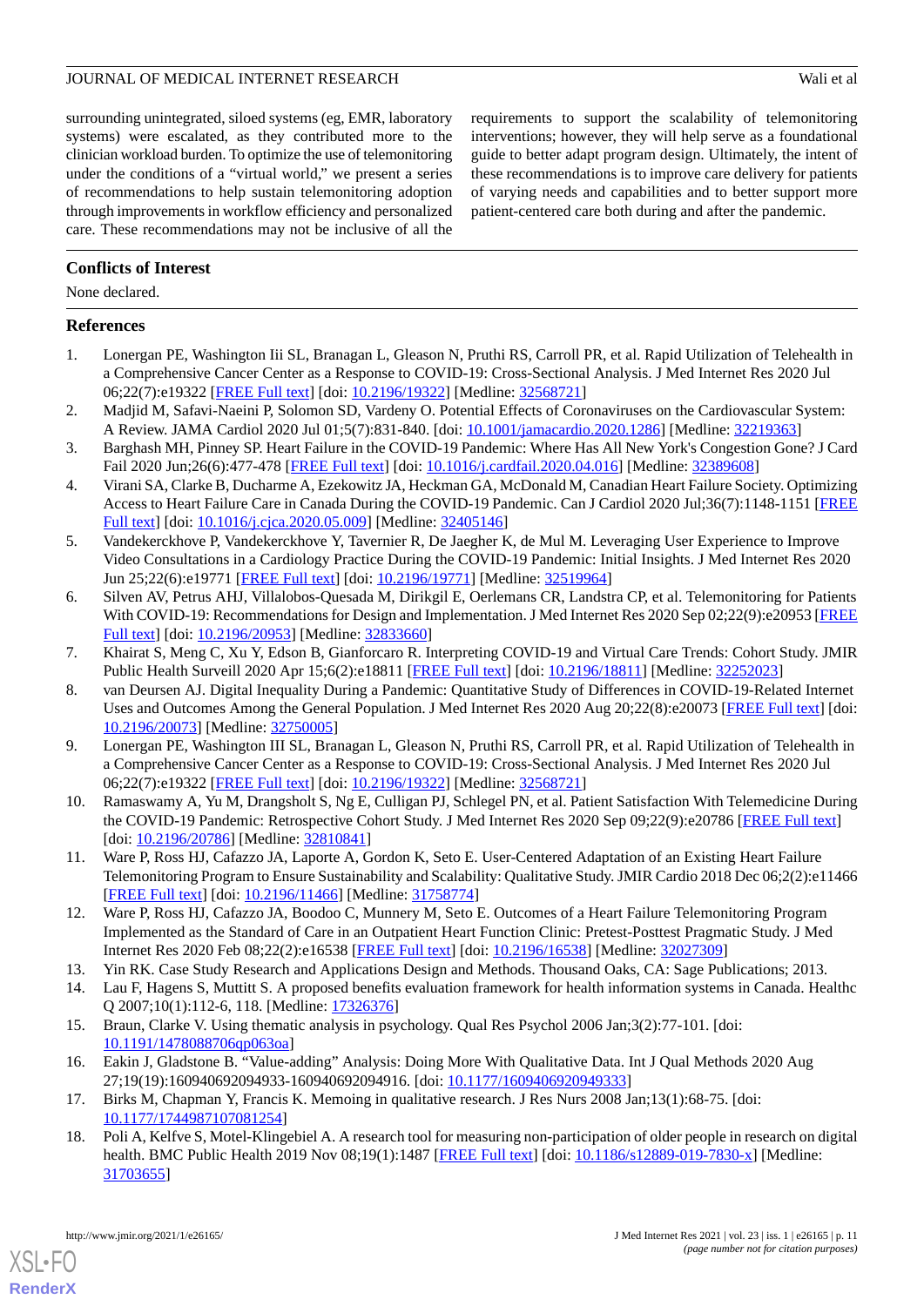surrounding unintegrated, siloed systems (eg, EMR, laboratory systems) were escalated, as they contributed more to the clinician workload burden. To optimize the use of telemonitoring under the conditions of a "virtual world," we present a series of recommendations to help sustain telemonitoring adoption through improvements in workflow efficiency and personalized care. These recommendations may not be inclusive of all the requirements to support the scalability of telemonitoring interventions; however, they will help serve as a foundational guide to better adapt program design. Ultimately, the intent of these recommendations is to improve care delivery for patients of varying needs and capabilities and to better support more patient-centered care both during and after the pandemic.

## Conflicts of Interest

None declared.

## References

1. Lonergan PE, Washington Iii SL, Branagan L, Gleason N, Pruthi RS, Carroll PR, et al. Rapid Utilization of Telehealth in a Comprehensive Cancer Center as a Response to COVID-19: Cross-Sectional Analysis. J Med Internet Res 2020 Jul 06;22(7):e19322 [FREE Full text] [doi: 10.2196/19322] [Medline: 32568721]
2. Madjid M, Safavi-Naeini P, Solomon SD, Vardeny O. Potential Effects of Coronaviruses on the Cardiovascular System: A Review. JAMA Cardiol 2020 Jul 01;5(7):831-840. [doi: 10.1001/jamacardio.2020.1286] [Medline: 32219363]
3. Barghash MH, Pinney SP. Heart Failure in the COVID-19 Pandemic: Where Has All New York's Congestion Gone? J Card Fail 2020 Jun;26(6):477-478 [FREE Full text] [doi: 10.1016/j.cardfail.2020.04.016] [Medline: 32389608]
4. Virani SA, Clarke B, Ducharme A, Ezekowitz JA, Heckman GA, McDonald M, Canadian Heart Failure Society. Optimizing Access to Heart Failure Care in Canada During the COVID-19 Pandemic. Can J Cardiol 2020 Jul;36(7):1148-1151 [FREE Full text] [doi: 10.1016/j.cjca.2020.05.009] [Medline: 32405146]
5. Vandekerckhove P, Vandekerckhove Y, Tavernier R, De Jaegher K, de Mul M. Leveraging User Experience to Improve Video Consultations in a Cardiology Practice During the COVID-19 Pandemic: Initial Insights. J Med Internet Res 2020 Jun 25;22(6):e19771 [FREE Full text] [doi: 10.2196/19771] [Medline: 32519964]
6. Silven AV, Petrus AHJ, Villalobos-Quesada M, Dirikgil E, Oerlemans CR, Landstra CP, et al. Telemonitoring for Patients With COVID-19: Recommendations for Design and Implementation. J Med Internet Res 2020 Sep 02;22(9):e20953 [FREE Full text] [doi: 10.2196/20953] [Medline: 32833660]
7. Khairat S, Meng C, Xu Y, Edson B, Gianforcaro R. Interpreting COVID-19 and Virtual Care Trends: Cohort Study. JMIR Public Health Surveill 2020 Apr 15;6(2):e18811 [FREE Full text] [doi: 10.2196/18811] [Medline: 32252023]
8. van Deursen AJ. Digital Inequality During a Pandemic: Quantitative Study of Differences in COVID-19-Related Internet Uses and Outcomes Among the General Population. J Med Internet Res 2020 Aug 20;22(8):e20073 [FREE Full text] [doi: 10.2196/20073] [Medline: 32750005]
9. Lonergan PE, Washington III SL, Branagan L, Gleason N, Pruthi RS, Carroll PR, et al. Rapid Utilization of Telehealth in a Comprehensive Cancer Center as a Response to COVID-19: Cross-Sectional Analysis. J Med Internet Res 2020 Jul 06;22(7):e19322 [FREE Full text] [doi: 10.2196/19322] [Medline: 32568721]
10. Ramaswamy A, Yu M, Drangsholt S, Ng E, Culligan PJ, Schlegel PN, et al. Patient Satisfaction With Telemedicine During the COVID-19 Pandemic: Retrospective Cohort Study. J Med Internet Res 2020 Sep 09;22(9):e20786 [FREE Full text] [doi: 10.2196/20786] [Medline: 32810841]
11. Ware P, Ross HJ, Cafazzo JA, Laporte A, Gordon K, Seto E. User-Centered Adaptation of an Existing Heart Failure Telemonitoring Program to Ensure Sustainability and Scalability: Qualitative Study. JMIR Cardio 2018 Dec 06;2(2):e11466 [FREE Full text] [doi: 10.2196/11466] [Medline: 31758774]
12. Ware P, Ross HJ, Cafazzo JA, Boodoo C, Munnery M, Seto E. Outcomes of a Heart Failure Telemonitoring Program Implemented as the Standard of Care in an Outpatient Heart Function Clinic: Pretest-Posttest Pragmatic Study. J Med Internet Res 2020 Feb 08;22(2):e16538 [FREE Full text] [doi: 10.2196/16538] [Medline: 32027309]
13. Yin RK. Case Study Research and Applications Design and Methods. Thousand Oaks, CA: Sage Publications; 2013.
14. Lau F, Hagens S, Muttitt S. A proposed benefits evaluation framework for health information systems in Canada. Healthc Q 2007;10(1):112-6, 118. [Medline: 17326376]
15. Braun, Clarke V. Using thematic analysis in psychology. Qual Res Psychol 2006 Jan;3(2):77-101. [doi: 10.1191/1478088706qp063oa]
16. Eakin J, Gladstone B. "Value-adding" Analysis: Doing More With Qualitative Data. Int J Qual Methods 2020 Aug 27;19(19):160940692094933-160940692094916. [doi: 10.1177/1609406920949333]
17. Birks M, Chapman Y, Francis K. Memoing in qualitative research. J Res Nurs 2008 Jan;13(1):68-75. [doi: 10.1177/1744987107081254]
18. Poli A, Kelfve S, Motel-Klingebiel A. A research tool for measuring non-participation of older people in research on digital health. BMC Public Health 2019 Nov 08;19(1):1487 [FREE Full text] [doi: 10.1186/s12889-019-7830-x] [Medline: 31703655]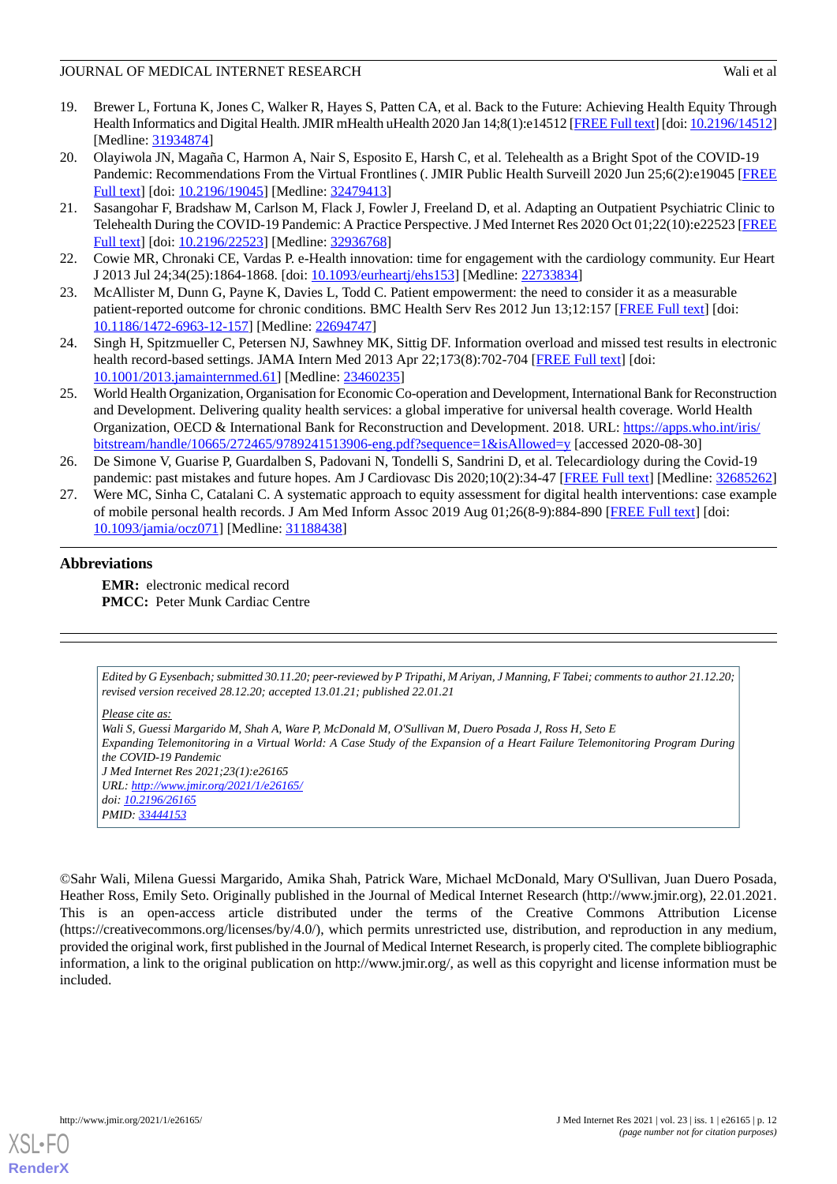19. Brewer L, Fortuna K, Jones C, Walker R, Hayes S, Patten CA, et al. Back to the Future: Achieving Health Equity Through Health Informatics and Digital Health. JMIR mHealth uHealth 2020 Jan 14;8(1):e14512 [FREE Full text] [doi: 10.2196/14512] [Medline: 31934874]
20. Olayiwola JN, Magaña C, Harmon A, Nair S, Esposito E, Harsh C, et al. Telehealth as a Bright Spot of the COVID-19 Pandemic: Recommendations From the Virtual Frontlines (. JMIR Public Health Surveill 2020 Jun 25;6(2):e19045 [FREE Full text] [doi: 10.2196/19045] [Medline: 32479413]
21. Sasangohar F, Bradshaw M, Carlson M, Flack J, Fowler J, Freeland D, et al. Adapting an Outpatient Psychiatric Clinic to Telehealth During the COVID-19 Pandemic: A Practice Perspective. J Med Internet Res 2020 Oct 01;22(10):e22523 [FREE Full text] [doi: 10.2196/22523] [Medline: 32936768]
22. Cowie MR, Chronaki CE, Vardas P. e-Health innovation: time for engagement with the cardiology community. Eur Heart J 2013 Jul 24;34(25):1864-1868. [doi: 10.1093/eurheartj/ehs153] [Medline: 22733834]
23. McAllister M, Dunn G, Payne K, Davies L, Todd C. Patient empowerment: the need to consider it as a measurable patient-reported outcome for chronic conditions. BMC Health Serv Res 2012 Jun 13;12:157 [FREE Full text] [doi: 10.1186/1472-6963-12-157] [Medline: 22694747]
24. Singh H, Spitzmueller C, Petersen NJ, Sawhney MK, Sittig DF. Information overload and missed test results in electronic health record-based settings. JAMA Intern Med 2013 Apr 22;173(8):702-704 [FREE Full text] [doi: 10.1001/2013.jamainternmed.61] [Medline: 23460235]
25. World Health Organization, Organisation for Economic Co-operation and Development, International Bank for Reconstruction and Development. Delivering quality health services: a global imperative for universal health coverage. World Health Organization, OECD & International Bank for Reconstruction and Development. 2018. URL: https://apps.who.int/iris/bitstream/handle/10665/272465/9789241513906-eng.pdf?sequence=1&isAllowed=y [accessed 2020-08-30]
26. De Simone V, Guarise P, Guardalben S, Padovani N, Tondelli S, Sandrini D, et al. Telecardiology during the Covid-19 pandemic: past mistakes and future hopes. Am J Cardiovasc Dis 2020;10(2):34-47 [FREE Full text] [Medline: 32685262]
27. Were MC, Sinha C, Catalani C. A systematic approach to equity assessment for digital health interventions: case example of mobile personal health records. J Am Med Inform Assoc 2019 Aug 01;26(8-9):884-890 [FREE Full text] [doi: 10.1093/jamia/ocz071] [Medline: 31188438]

## Abbreviations

**EMR:** electronic medical record
**PMCC:** Peter Munk Cardiac Centre

*Edited by G Eysenbach; submitted 30.11.20; peer-reviewed by P Tripathi, M Ariyan, J Manning, F Tabei; comments to author 21.12.20; revised version received 28.12.20; accepted 13.01.21; published 22.01.21*

*Please cite as:*
*Wali S, Guessi Margarido M, Shah A, Ware P, McDonald M, O'Sullivan M, Duero Posada J, Ross H, Seto E*
*Expanding Telemonitoring in a Virtual World: A Case Study of the Expansion of a Heart Failure Telemonitoring Program During the COVID-19 Pandemic*
*J Med Internet Res 2021;23(1):e26165*
*URL: http://www.jmir.org/2021/1/e26165/*
*doi: 10.2196/26165*
*PMID: 33444153*

©Sahr Wali, Milena Guessi Margarido, Amika Shah, Patrick Ware, Michael McDonald, Mary O'Sullivan, Juan Duero Posada, Heather Ross, Emily Seto. Originally published in the Journal of Medical Internet Research (http://www.jmir.org), 22.01.2021. This is an open-access article distributed under the terms of the Creative Commons Attribution License (https://creativecommons.org/licenses/by/4.0/), which permits unrestricted use, distribution, and reproduction in any medium, provided the original work, first published in the Journal of Medical Internet Research, is properly cited. The complete bibliographic information, a link to the original publication on http://www.jmir.org/, as well as this copyright and license information must be included.